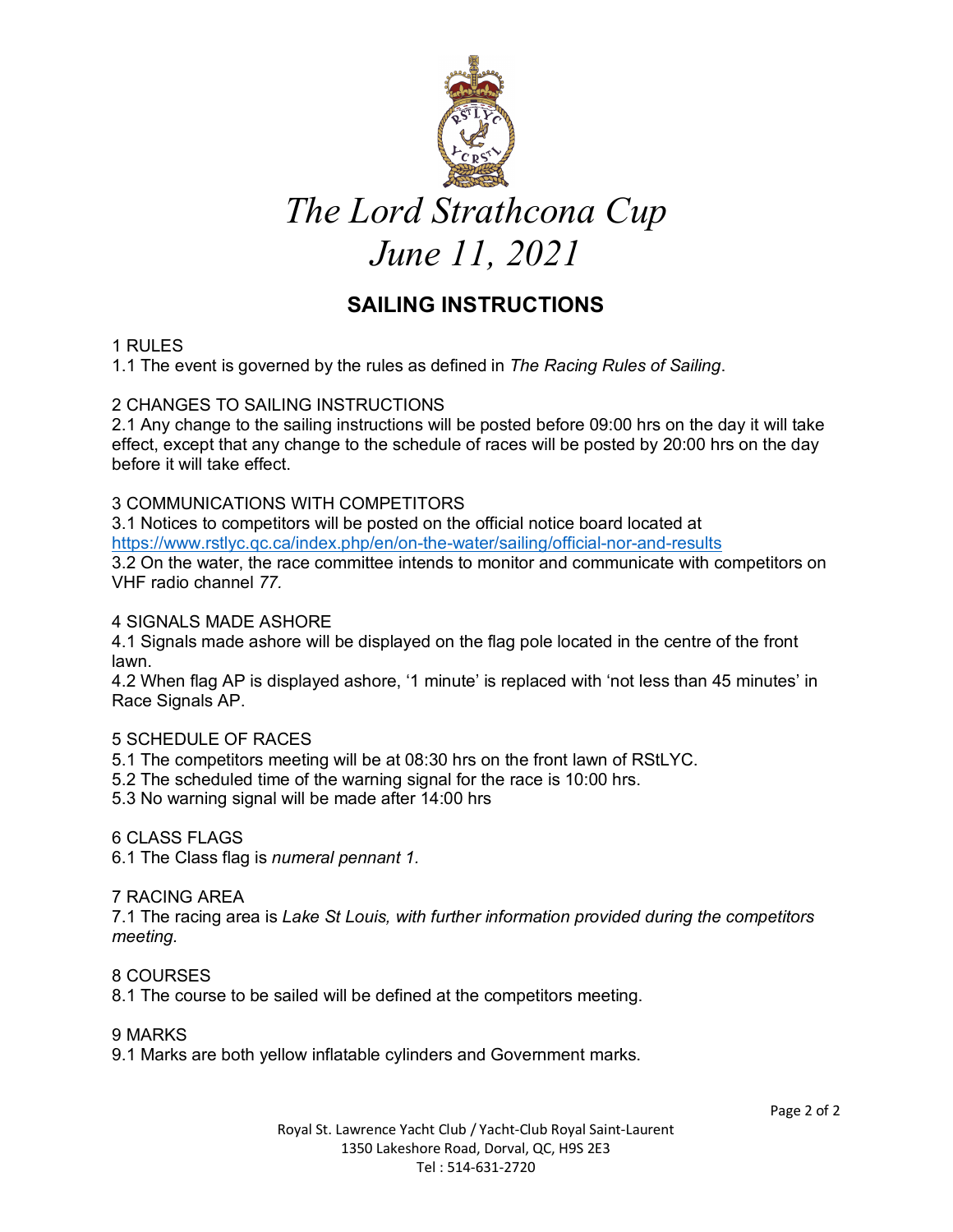# *The Lord Strathcona Cup*
# *June 11, 2021*

## SAILING INSTRUCTIONS

1 RULES

1.1 The event is governed by the rules as defined in *The Racing Rules of Sailing*.

2 CHANGES TO SAILING INSTRUCTIONS

2.1 Any change to the sailing instructions will be posted before 09:00 hrs on the day it will take effect, except that any change to the schedule of races will be posted by 20:00 hrs on the day before it will take effect.

3 COMMUNICATIONS WITH COMPETITORS

3.1 Notices to competitors will be posted on the official notice board located at https://www.rstlyc.qc.ca/index.php/en/on-the-water/sailing/official-nor-and-results

3.2 On the water, the race committee intends to monitor and communicate with competitors on VHF radio channel *77.*

4 SIGNALS MADE ASHORE

4.1 Signals made ashore will be displayed on the flag pole located in the centre of the front lawn.

4.2 When flag AP is displayed ashore, '1 minute' is replaced with 'not less than 45 minutes' in Race Signals AP.

5 SCHEDULE OF RACES

5.1 The competitors meeting will be at 08:30 hrs on the front lawn of RStLYC.

5.2 The scheduled time of the warning signal for the race is 10:00 hrs.

5.3 No warning signal will be made after 14:00 hrs

6 CLASS FLAGS

6.1 The Class flag is *numeral pennant 1.*

7 RACING AREA

7.1 The racing area is *Lake St Louis, with further information provided during the competitors meeting.*

8 COURSES

8.1 The course to be sailed will be defined at the competitors meeting.

9 MARKS

9.1 Marks are both yellow inflatable cylinders and Government marks.

Royal St. Lawrence Yacht Club / Yacht-Club Royal Saint-Laurent
1350 Lakeshore Road, Dorval, QC, H9S 2E3
Tel : 514-631-2720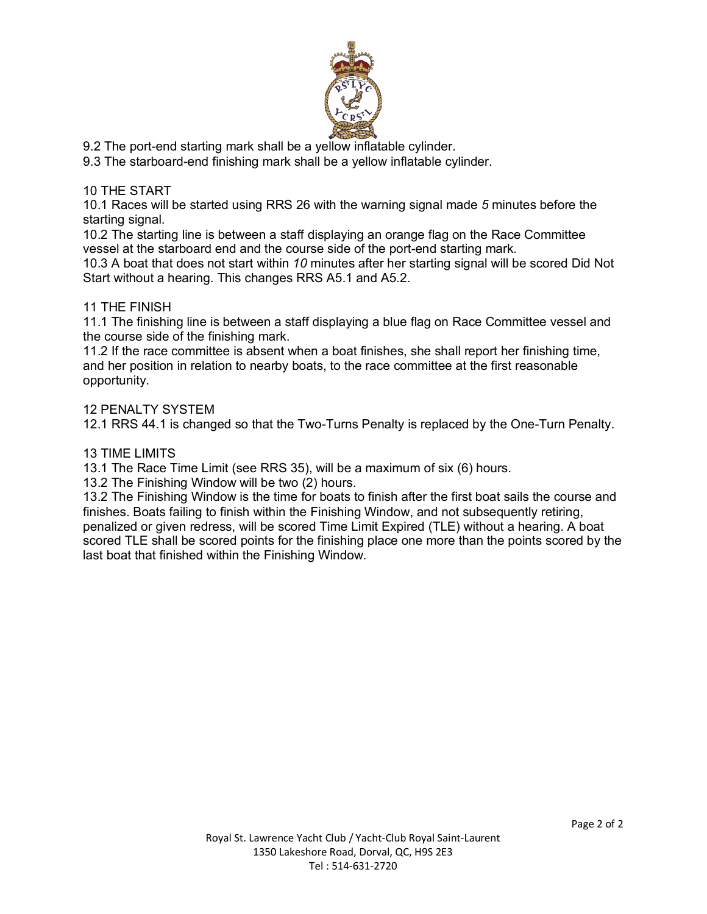9.2 The port-end starting mark shall be a yellow inflatable cylinder.
9.3 The starboard-end finishing mark shall be a yellow inflatable cylinder.

## 10 THE START

10.1 Races will be started using RRS 26 with the warning signal made *5* minutes before the starting signal.
10.2 The starting line is between a staff displaying an orange flag on the Race Committee vessel at the starboard end and the course side of the port-end starting mark.
10.3 A boat that does not start within *10* minutes after her starting signal will be scored Did Not Start without a hearing. This changes RRS A5.1 and A5.2.

## 11 THE FINISH

11.1 The finishing line is between a staff displaying a blue flag on Race Committee vessel and the course side of the finishing mark.
11.2 If the race committee is absent when a boat finishes, she shall report her finishing time, and her position in relation to nearby boats, to the race committee at the first reasonable opportunity.

## 12 PENALTY SYSTEM

12.1 RRS 44.1 is changed so that the Two-Turns Penalty is replaced by the One-Turn Penalty.

## 13 TIME LIMITS

13.1 The Race Time Limit (see RRS 35), will be a maximum of six (6) hours.
13.2 The Finishing Window will be two (2) hours.
13.2 The Finishing Window is the time for boats to finish after the first boat sails the course and finishes. Boats failing to finish within the Finishing Window, and not subsequently retiring, penalized or given redress, will be scored Time Limit Expired (TLE) without a hearing. A boat scored TLE shall be scored points for the finishing place one more than the points scored by the last boat that finished within the Finishing Window.

Royal St. Lawrence Yacht Club / Yacht-Club Royal Saint-Laurent
1350 Lakeshore Road, Dorval, QC, H9S 2E3
Tel : 514-631-2720